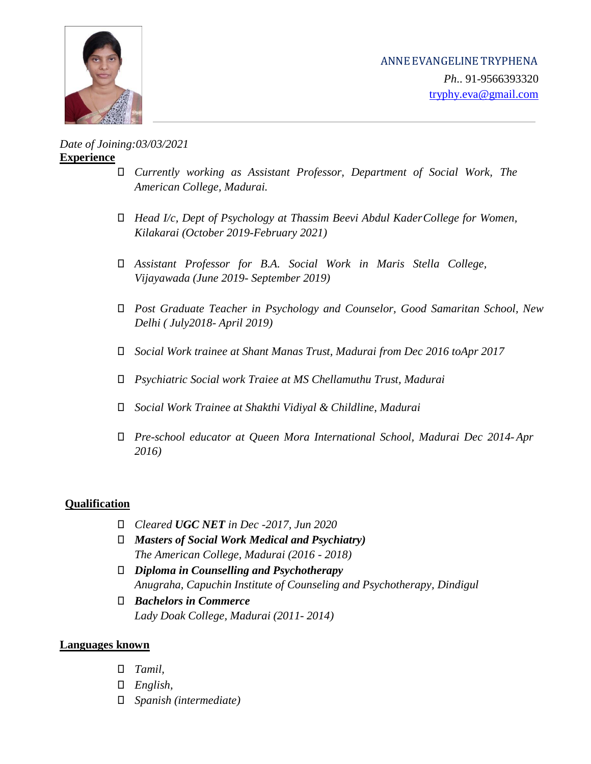ANNE EVANGELINE TRYPHENA

*Ph..* 91-9566393320

tryphy.eva@gmail.com

---

*Date of Joining:03/03/2021*

## Experience

- *Currently working as Assistant Professor, Department of Social Work, The American College, Madurai.*
- *Head I/c, Dept of Psychology at Thassim Beevi Abdul Kader College for Women, Kilakarai (October 2019-February 2021)*
- *Assistant Professor for B.A. Social Work in Maris Stella College, Vijayawada (June 2019- September 2019)*
- *Post Graduate Teacher in Psychology and Counselor, Good Samaritan School, New Delhi ( July2018- April 2019)*
- *Social Work trainee at Shant Manas Trust, Madurai from Dec 2016 toApr 2017*
- *Psychiatric Social work Traiee at MS Chellamuthu Trust, Madurai*
- *Social Work Trainee at Shakthi Vidiyal & Childline, Madurai*
- *Pre-school educator at Queen Mora International School, Madurai Dec 2014- Apr 2016)*

## Qualification

- *Cleared **UGC NET** in Dec -2017, Jun 2020*
- ***Masters of Social Work Medical and Psychiatry)***
  *The American College, Madurai (2016 - 2018)*
- ***Diploma in Counselling and Psychotherapy***
  *Anugraha, Capuchin Institute of Counseling and Psychotherapy, Dindigul*
- ***Bachelors in Commerce***
  *Lady Doak College, Madurai (2011- 2014)*

## Languages known

- *Tamil,*
- *English,*
- *Spanish (intermediate)*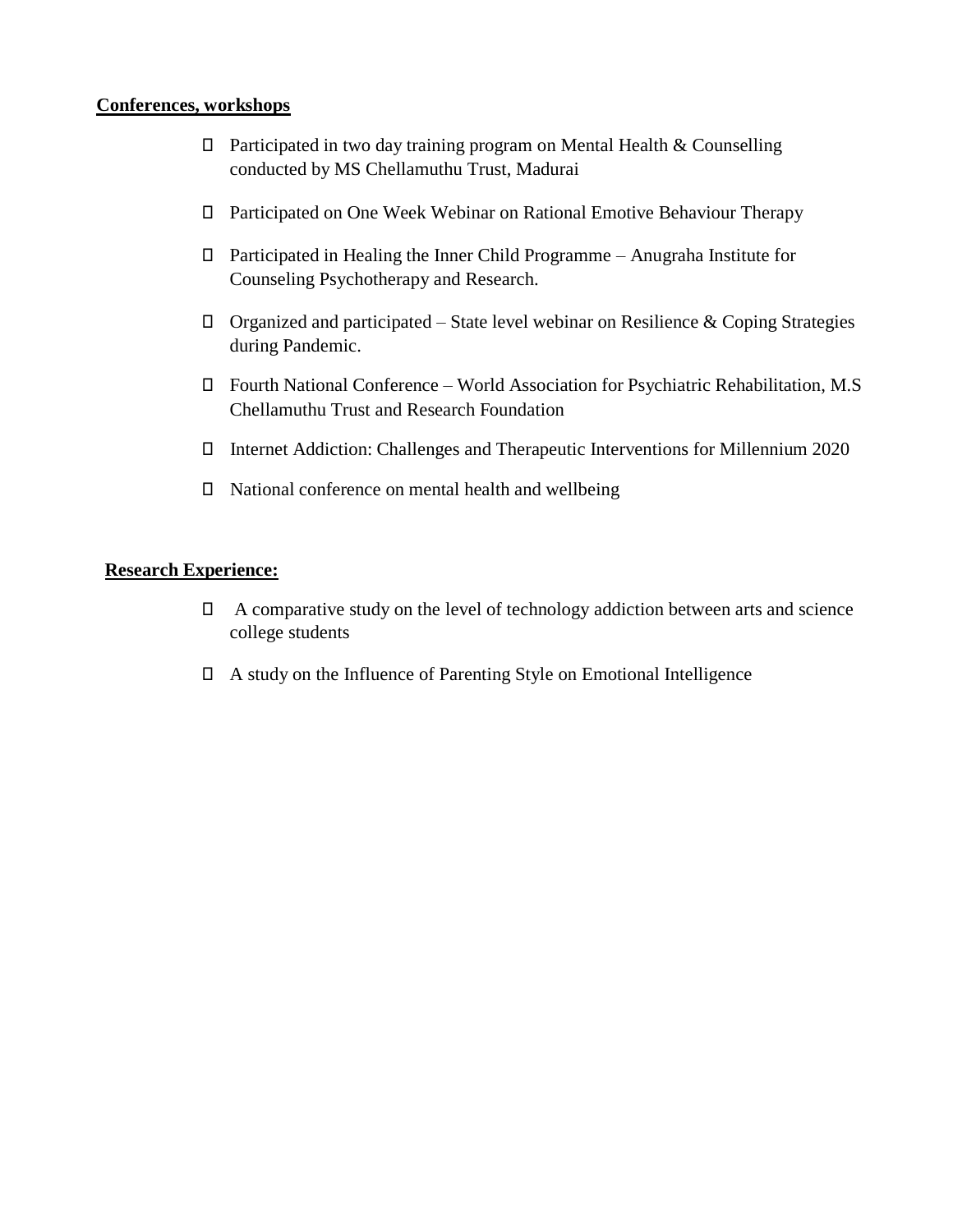**Conferences, workshops**

- Participated in two day training program on Mental Health & Counselling conducted by MS Chellamuthu Trust, Madurai
- Participated on One Week Webinar on Rational Emotive Behaviour Therapy
- Participated in Healing the Inner Child Programme – Anugraha Institute for Counseling Psychotherapy and Research.
- Organized and participated – State level webinar on Resilience & Coping Strategies during Pandemic.
- Fourth National Conference – World Association for Psychiatric Rehabilitation, M.S Chellamuthu Trust and Research Foundation
- Internet Addiction: Challenges and Therapeutic Interventions for Millennium 2020
- National conference on mental health and wellbeing

**Research Experience:**

- A comparative study on the level of technology addiction between arts and science college students
- A study on the Influence of Parenting Style on Emotional Intelligence